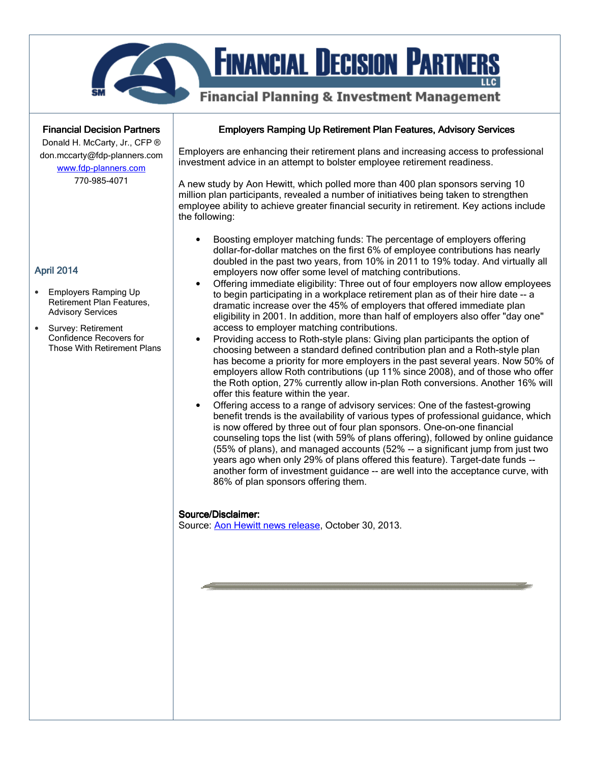# Financial Decision Partners LLC

Financial Planning & Investment Management

**Financial Decision Partners**
Donald H. McCarty, Jr., CFP ®
don.mccarty@fdp-planners.com
[www.fdp-planners.com](www.fdp-planners.com)
770-985-4071

**April 2014**

- Employers Ramping Up Retirement Plan Features, Advisory Services
- Survey: Retirement Confidence Recovers for Those With Retirement Plans

## Employers Ramping Up Retirement Plan Features, Advisory Services

Employers are enhancing their retirement plans and increasing access to professional investment advice in an attempt to bolster employee retirement readiness.

A new study by Aon Hewitt, which polled more than 400 plan sponsors serving 10 million plan participants, revealed a number of initiatives being taken to strengthen employee ability to achieve greater financial security in retirement. Key actions include the following:

- Boosting employer matching funds: The percentage of employers offering dollar-for-dollar matches on the first 6% of employee contributions has nearly doubled in the past two years, from 10% in 2011 to 19% today. And virtually all employers now offer some level of matching contributions.
- Offering immediate eligibility: Three out of four employers now allow employees to begin participating in a workplace retirement plan as of their hire date -- a dramatic increase over the 45% of employers that offered immediate plan eligibility in 2001. In addition, more than half of employers also offer "day one" access to employer matching contributions.
- Providing access to Roth-style plans: Giving plan participants the option of choosing between a standard defined contribution plan and a Roth-style plan has become a priority for more employers in the past several years. Now 50% of employers allow Roth contributions (up 11% since 2008), and of those who offer the Roth option, 27% currently allow in-plan Roth conversions. Another 16% will offer this feature within the year.
- Offering access to a range of advisory services: One of the fastest-growing benefit trends is the availability of various types of professional guidance, which is now offered by three out of four plan sponsors. One-on-one financial counseling tops the list (with 59% of plans offering), followed by online guidance (55% of plans), and managed accounts (52% -- a significant jump from just two years ago when only 29% of plans offered this feature). Target-date funds -- another form of investment guidance -- are well into the acceptance curve, with 86% of plan sponsors offering them.

**Source/Disclaimer:**
Source: Aon Hewitt news release, October 30, 2013.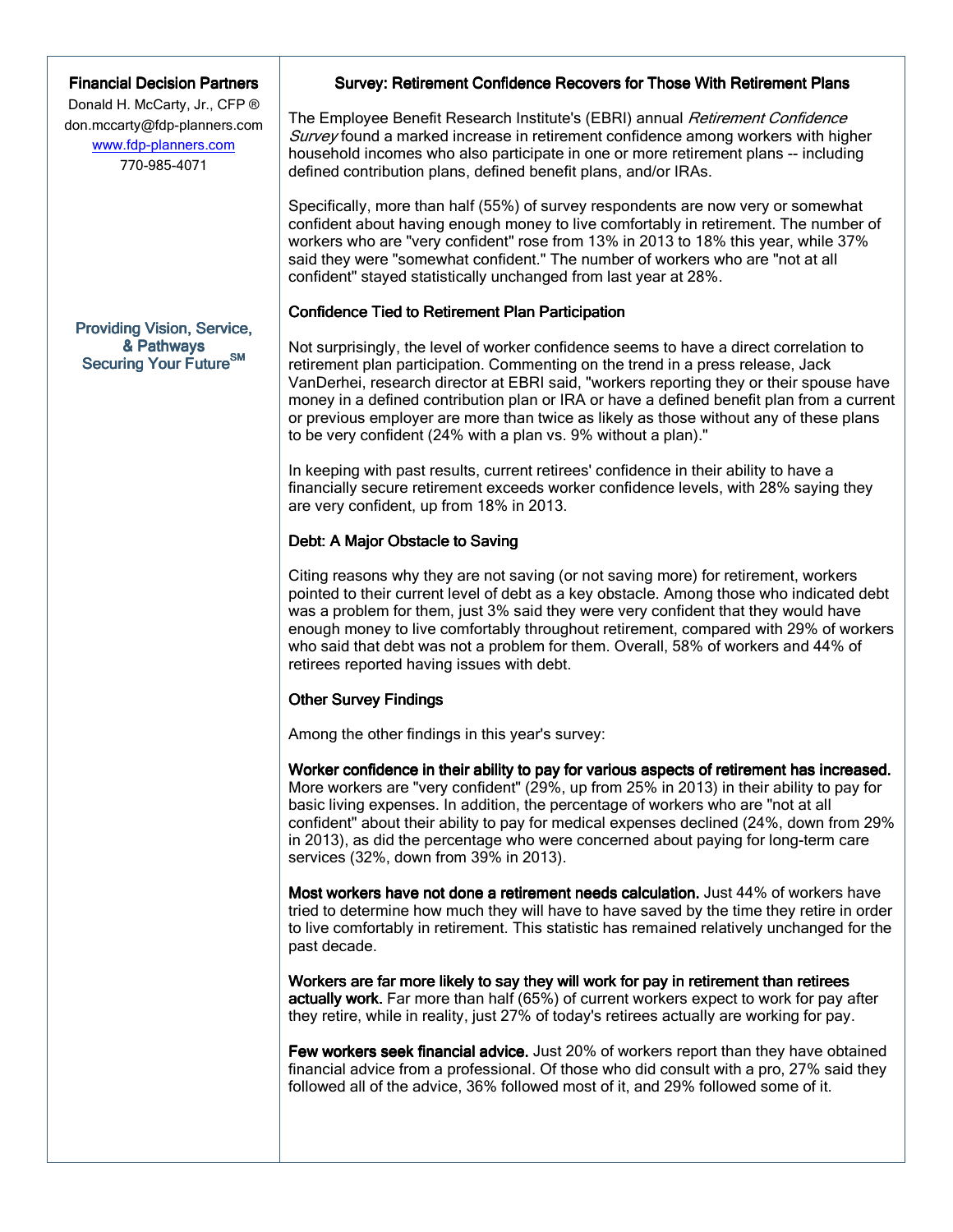**Financial Decision Partners**

Donald H. McCarty, Jr., CFP ®
don.mccarty@fdp-planners.com
www.fdp-planners.com
770-985-4071

Providing Vision, Service, & Pathways
Securing Your Future℠

## Survey: Retirement Confidence Recovers for Those With Retirement Plans

The Employee Benefit Research Institute's (EBRI) annual *Retirement Confidence Survey* found a marked increase in retirement confidence among workers with higher household incomes who also participate in one or more retirement plans -- including defined contribution plans, defined benefit plans, and/or IRAs.

Specifically, more than half (55%) of survey respondents are now very or somewhat confident about having enough money to live comfortably in retirement. The number of workers who are "very confident" rose from 13% in 2013 to 18% this year, while 37% said they were "somewhat confident." The number of workers who are "not at all confident" stayed statistically unchanged from last year at 28%.

### Confidence Tied to Retirement Plan Participation

Not surprisingly, the level of worker confidence seems to have a direct correlation to retirement plan participation. Commenting on the trend in a press release, Jack VanDerhei, research director at EBRI said, "workers reporting they or their spouse have money in a defined contribution plan or IRA or have a defined benefit plan from a current or previous employer are more than twice as likely as those without any of these plans to be very confident (24% with a plan vs. 9% without a plan)."

In keeping with past results, current retirees' confidence in their ability to have a financially secure retirement exceeds worker confidence levels, with 28% saying they are very confident, up from 18% in 2013.

### Debt: A Major Obstacle to Saving

Citing reasons why they are not saving (or not saving more) for retirement, workers pointed to their current level of debt as a key obstacle. Among those who indicated debt was a problem for them, just 3% said they were very confident that they would have enough money to live comfortably throughout retirement, compared with 29% of workers who said that debt was not a problem for them. Overall, 58% of workers and 44% of retirees reported having issues with debt.

### Other Survey Findings

Among the other findings in this year's survey:

**Worker confidence in their ability to pay for various aspects of retirement has increased.** More workers are "very confident" (29%, up from 25% in 2013) in their ability to pay for basic living expenses. In addition, the percentage of workers who are "not at all confident" about their ability to pay for medical expenses declined (24%, down from 29% in 2013), as did the percentage who were concerned about paying for long-term care services (32%, down from 39% in 2013).

**Most workers have not done a retirement needs calculation.** Just 44% of workers have tried to determine how much they will have to have saved by the time they retire in order to live comfortably in retirement. This statistic has remained relatively unchanged for the past decade.

**Workers are far more likely to say they will work for pay in retirement than retirees actually work.** Far more than half (65%) of current workers expect to work for pay after they retire, while in reality, just 27% of today's retirees actually are working for pay.

**Few workers seek financial advice.** Just 20% of workers report than they have obtained financial advice from a professional. Of those who did consult with a pro, 27% said they followed all of the advice, 36% followed most of it, and 29% followed some of it.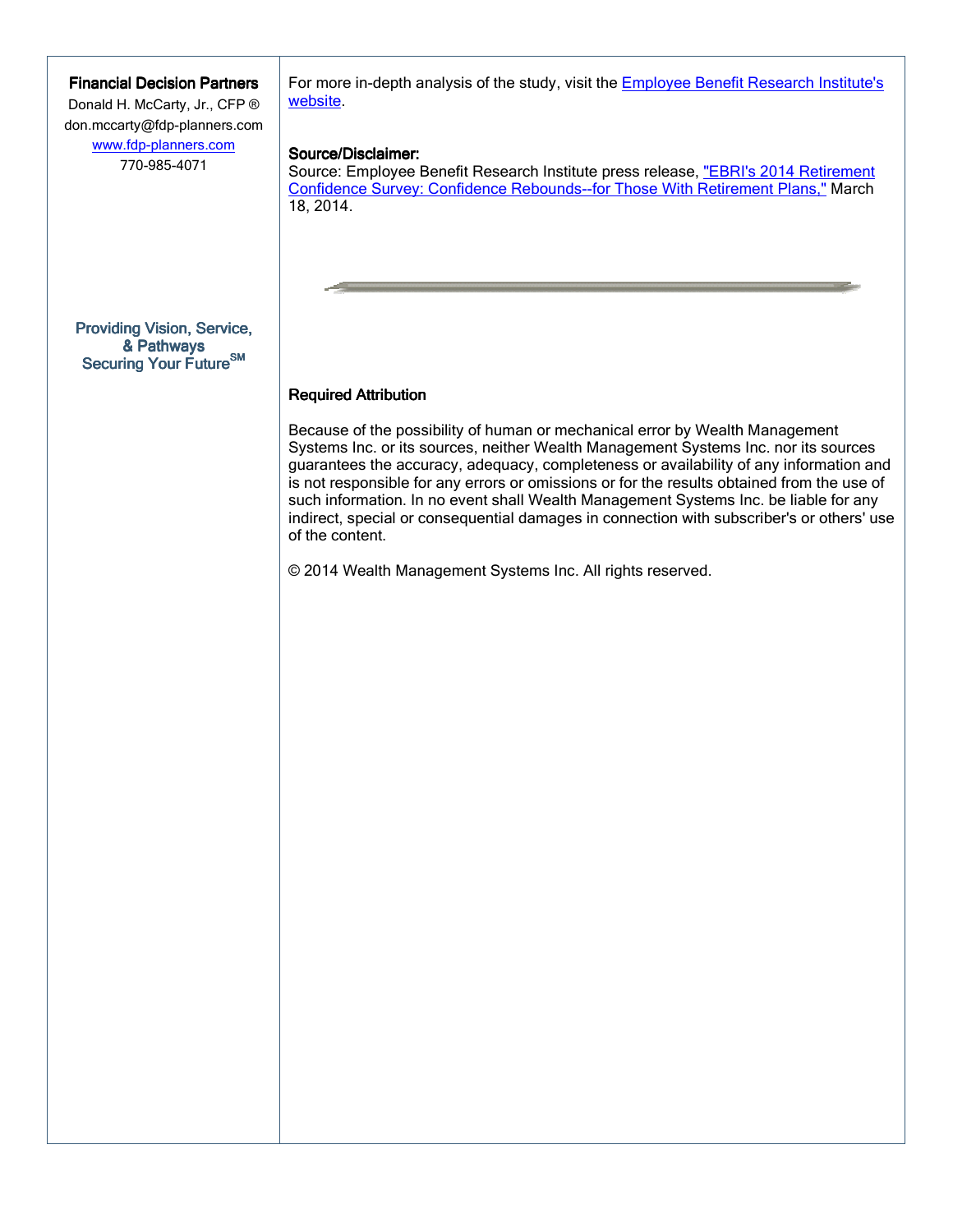**Financial Decision Partners**
Donald H. McCarty, Jr., CFP ®
don.mccarty@fdp-planners.com
www.fdp-planners.com
770-985-4071

Providing Vision, Service, & Pathways
Securing Your Future℠

For more in-depth analysis of the study, visit the Employee Benefit Research Institute's website.

**Source/Disclaimer:**
Source: Employee Benefit Research Institute press release, "EBRI's 2014 Retirement Confidence Survey: Confidence Rebounds--for Those With Retirement Plans," March 18, 2014.

---

**Required Attribution**

Because of the possibility of human or mechanical error by Wealth Management Systems Inc. or its sources, neither Wealth Management Systems Inc. nor its sources guarantees the accuracy, adequacy, completeness or availability of any information and is not responsible for any errors or omissions or for the results obtained from the use of such information. In no event shall Wealth Management Systems Inc. be liable for any indirect, special or consequential damages in connection with subscriber's or others' use of the content.

© 2014 Wealth Management Systems Inc. All rights reserved.